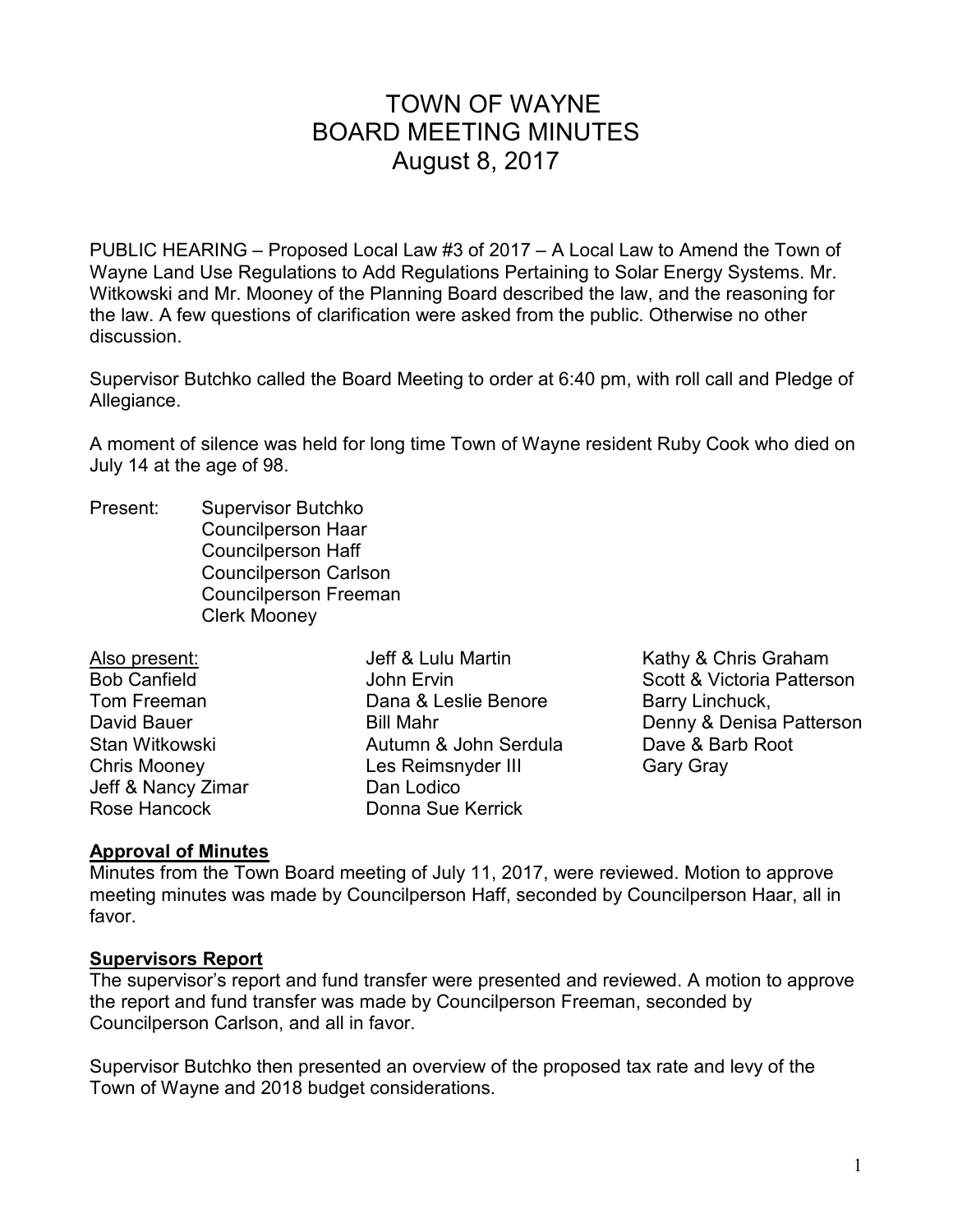# TOWN OF WAYNE
## BOARD MEETING MINUTES
### August 8, 2017

PUBLIC HEARING – Proposed Local Law #3 of 2017 – A Local Law to Amend the Town of Wayne Land Use Regulations to Add Regulations Pertaining to Solar Energy Systems. Mr. Witkowski and Mr. Mooney of the Planning Board described the law, and the reasoning for the law. A few questions of clarification were asked from the public. Otherwise no other discussion.

Supervisor Butchko called the Board Meeting to order at 6:40 pm, with roll call and Pledge of Allegiance.

A moment of silence was held for long time Town of Wayne resident Ruby Cook who died on July 14 at the age of 98.

Present:
- Supervisor Butchko
- Councilperson Haar
- Councilperson Haff
- Councilperson Carlson
- Councilperson Freeman
- Clerk Mooney

Also present:

Bob Canfield
Tom Freeman
David Bauer
Stan Witkowski
Chris Mooney
Jeff & Nancy Zimar
Rose Hancock
Jeff & Lulu Martin
John Ervin
Dana & Leslie Benore
Bill Mahr
Autumn & John Serdula
Les Reimsnyder III
Dan Lodico
Donna Sue Kerrick
Kathy & Chris Graham
Scott & Victoria Patterson
Barry Linchuck,
Denny & Denisa Patterson
Dave & Barb Root
Gary Gray

**Approval of Minutes**

Minutes from the Town Board meeting of July 11, 2017, were reviewed. Motion to approve meeting minutes was made by Councilperson Haff, seconded by Councilperson Haar, all in favor.

**Supervisors Report**

The supervisor's report and fund transfer were presented and reviewed. A motion to approve the report and fund transfer was made by Councilperson Freeman, seconded by Councilperson Carlson, and all in favor.

Supervisor Butchko then presented an overview of the proposed tax rate and levy of the Town of Wayne and 2018 budget considerations.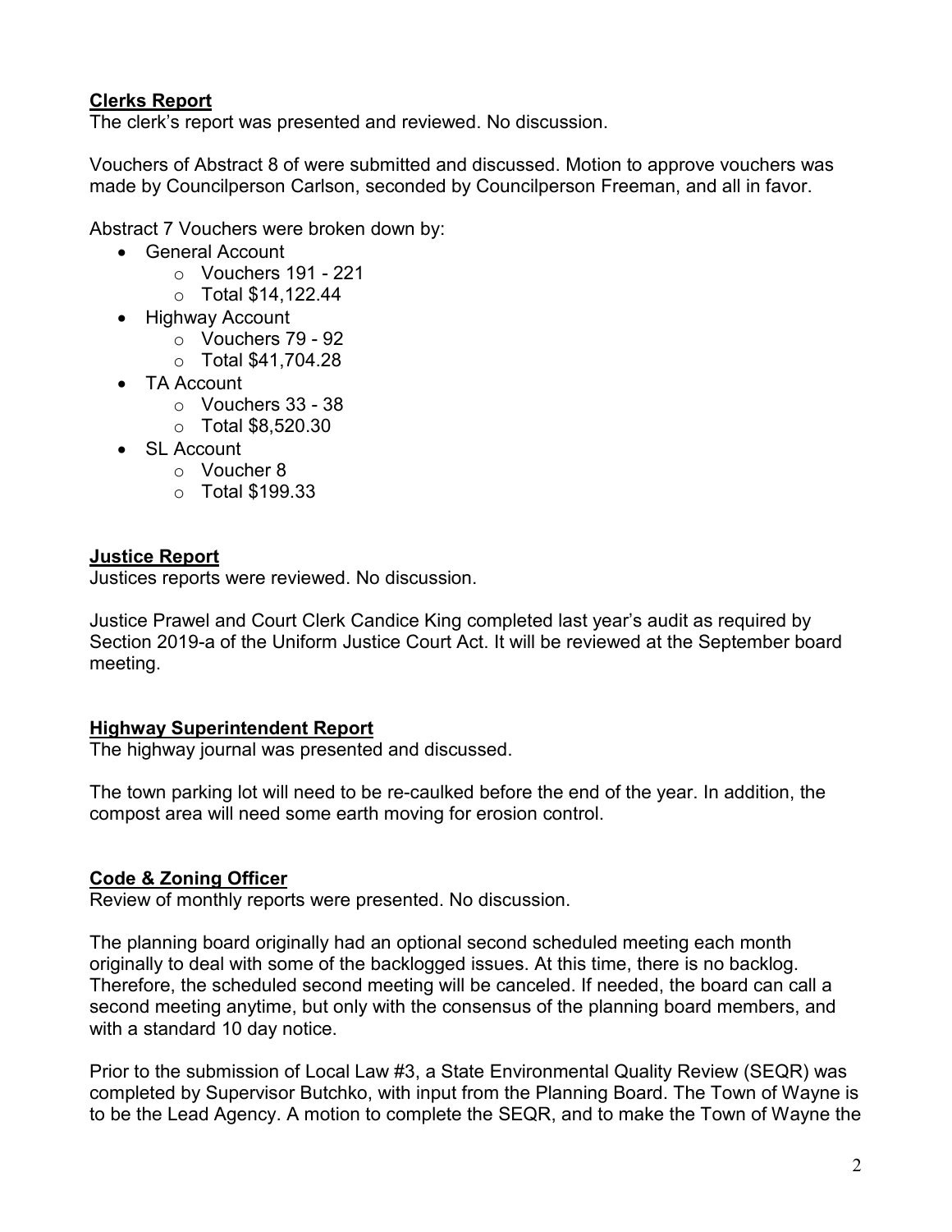**Clerks Report**

The clerk's report was presented and reviewed. No discussion.

Vouchers of Abstract 8 of were submitted and discussed. Motion to approve vouchers was made by Councilperson Carlson, seconded by Councilperson Freeman, and all in favor.

Abstract 7 Vouchers were broken down by:

- General Account
  - Vouchers 191 - 221
  - Total $14,122.44
- Highway Account
  - Vouchers 79 - 92
  - Total $41,704.28
- TA Account
  - Vouchers 33 - 38
  - Total $8,520.30
- SL Account
  - Voucher 8
  - Total $199.33

**Justice Report**

Justices reports were reviewed. No discussion.

Justice Prawel and Court Clerk Candice King completed last year's audit as required by Section 2019-a of the Uniform Justice Court Act. It will be reviewed at the September board meeting.

**Highway Superintendent Report**

The highway journal was presented and discussed.

The town parking lot will need to be re-caulked before the end of the year. In addition, the compost area will need some earth moving for erosion control.

**Code & Zoning Officer**

Review of monthly reports were presented. No discussion.

The planning board originally had an optional second scheduled meeting each month originally to deal with some of the backlogged issues. At this time, there is no backlog. Therefore, the scheduled second meeting will be canceled. If needed, the board can call a second meeting anytime, but only with the consensus of the planning board members, and with a standard 10 day notice.

Prior to the submission of Local Law #3, a State Environmental Quality Review (SEQR) was completed by Supervisor Butchko, with input from the Planning Board. The Town of Wayne is to be the Lead Agency. A motion to complete the SEQR, and to make the Town of Wayne the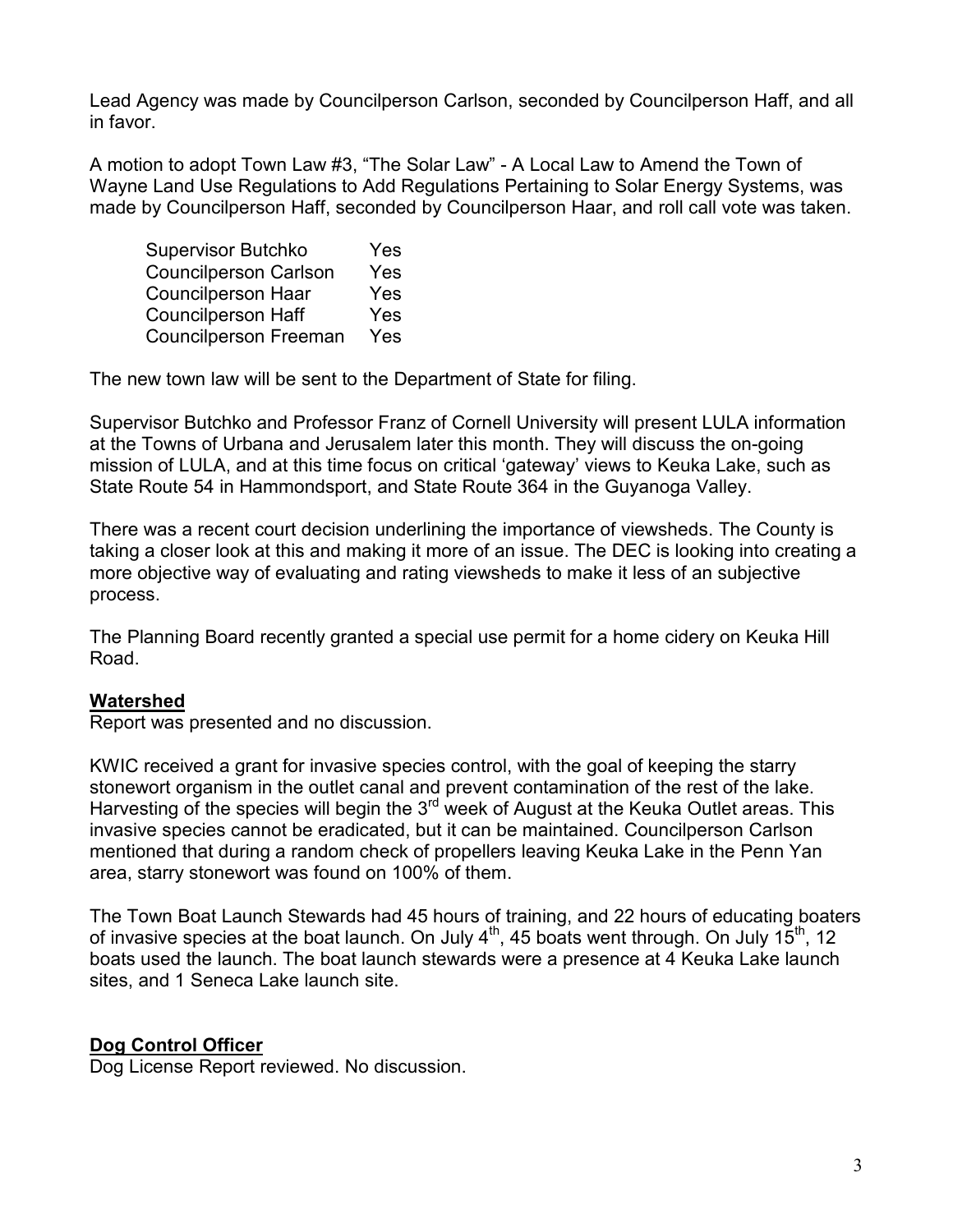Lead Agency was made by Councilperson Carlson, seconded by Councilperson Haff, and all in favor.

A motion to adopt Town Law #3, "The Solar Law" - A Local Law to Amend the Town of Wayne Land Use Regulations to Add Regulations Pertaining to Solar Energy Systems, was made by Councilperson Haff, seconded by Councilperson Haar, and roll call vote was taken.

| | |
|---|---|
| Supervisor Butchko | Yes |
| Councilperson Carlson | Yes |
| Councilperson Haar | Yes |
| Councilperson Haff | Yes |
| Councilperson Freeman | Yes |

The new town law will be sent to the Department of State for filing.

Supervisor Butchko and Professor Franz of Cornell University will present LULA information at the Towns of Urbana and Jerusalem later this month. They will discuss the on-going mission of LULA, and at this time focus on critical 'gateway' views to Keuka Lake, such as State Route 54 in Hammondsport, and State Route 364 in the Guyanoga Valley.

There was a recent court decision underlining the importance of viewsheds. The County is taking a closer look at this and making it more of an issue. The DEC is looking into creating a more objective way of evaluating and rating viewsheds to make it less of an subjective process.

The Planning Board recently granted a special use permit for a home cidery on Keuka Hill Road.

**Watershed**

Report was presented and no discussion.

KWIC received a grant for invasive species control, with the goal of keeping the starry stonewort organism in the outlet canal and prevent contamination of the rest of the lake. Harvesting of the species will begin the 3rd week of August at the Keuka Outlet areas. This invasive species cannot be eradicated, but it can be maintained. Councilperson Carlson mentioned that during a random check of propellers leaving Keuka Lake in the Penn Yan area, starry stonewort was found on 100% of them.

The Town Boat Launch Stewards had 45 hours of training, and 22 hours of educating boaters of invasive species at the boat launch. On July 4th, 45 boats went through. On July 15th, 12 boats used the launch. The boat launch stewards were a presence at 4 Keuka Lake launch sites, and 1 Seneca Lake launch site.

**Dog Control Officer**

Dog License Report reviewed. No discussion.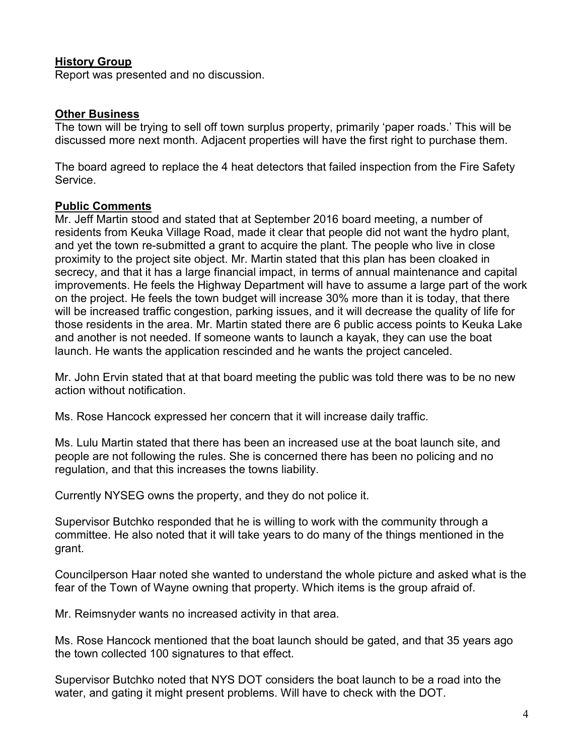## History Group

Report was presented and no discussion.

## Other Business

The town will be trying to sell off town surplus property, primarily 'paper roads.' This will be discussed more next month. Adjacent properties will have the first right to purchase them.

The board agreed to replace the 4 heat detectors that failed inspection from the Fire Safety Service.

## Public Comments

Mr. Jeff Martin stood and stated that at September 2016 board meeting, a number of residents from Keuka Village Road, made it clear that people did not want the hydro plant, and yet the town re-submitted a grant to acquire the plant. The people who live in close proximity to the project site object. Mr. Martin stated that this plan has been cloaked in secrecy, and that it has a large financial impact, in terms of annual maintenance and capital improvements. He feels the Highway Department will have to assume a large part of the work on the project. He feels the town budget will increase 30% more than it is today, that there will be increased traffic congestion, parking issues, and it will decrease the quality of life for those residents in the area. Mr. Martin stated there are 6 public access points to Keuka Lake and another is not needed. If someone wants to launch a kayak, they can use the boat launch. He wants the application rescinded and he wants the project canceled.

Mr. John Ervin stated that at that board meeting the public was told there was to be no new action without notification.

Ms. Rose Hancock expressed her concern that it will increase daily traffic.

Ms. Lulu Martin stated that there has been an increased use at the boat launch site, and people are not following the rules. She is concerned there has been no policing and no regulation, and that this increases the towns liability.

Currently NYSEG owns the property, and they do not police it.

Supervisor Butchko responded that he is willing to work with the community through a committee. He also noted that it will take years to do many of the things mentioned in the grant.

Councilperson Haar noted she wanted to understand the whole picture and asked what is the fear of the Town of Wayne owning that property. Which items is the group afraid of.

Mr. Reimsnyder wants no increased activity in that area.

Ms. Rose Hancock mentioned that the boat launch should be gated, and that 35 years ago the town collected 100 signatures to that effect.

Supervisor Butchko noted that NYS DOT considers the boat launch to be a road into the water, and gating it might present problems. Will have to check with the DOT.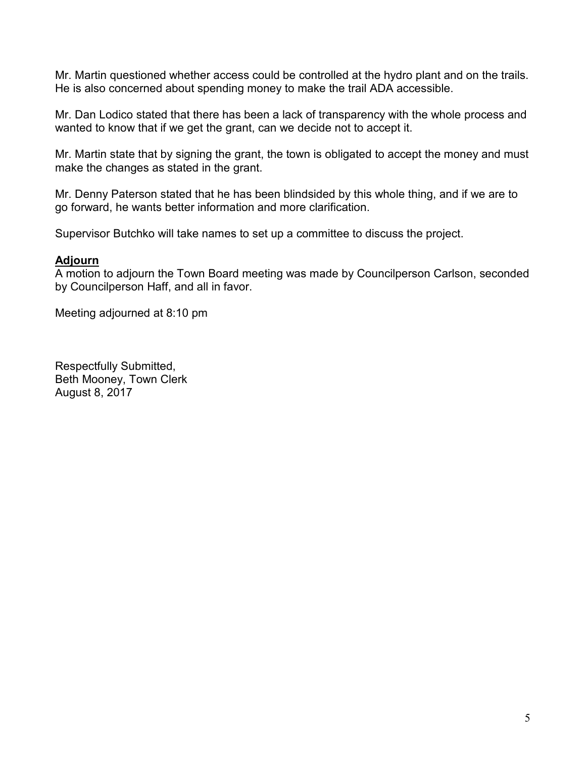Mr. Martin questioned whether access could be controlled at the hydro plant and on the trails. He is also concerned about spending money to make the trail ADA accessible.

Mr. Dan Lodico stated that there has been a lack of transparency with the whole process and wanted to know that if we get the grant, can we decide not to accept it.

Mr. Martin state that by signing the grant, the town is obligated to accept the money and must make the changes as stated in the grant.

Mr. Denny Paterson stated that he has been blindsided by this whole thing, and if we are to go forward, he wants better information and more clarification.

Supervisor Butchko will take names to set up a committee to discuss the project.

**Adjourn**

A motion to adjourn the Town Board meeting was made by Councilperson Carlson, seconded by Councilperson Haff, and all in favor.

Meeting adjourned at 8:10 pm

Respectfully Submitted,
Beth Mooney, Town Clerk
August 8, 2017